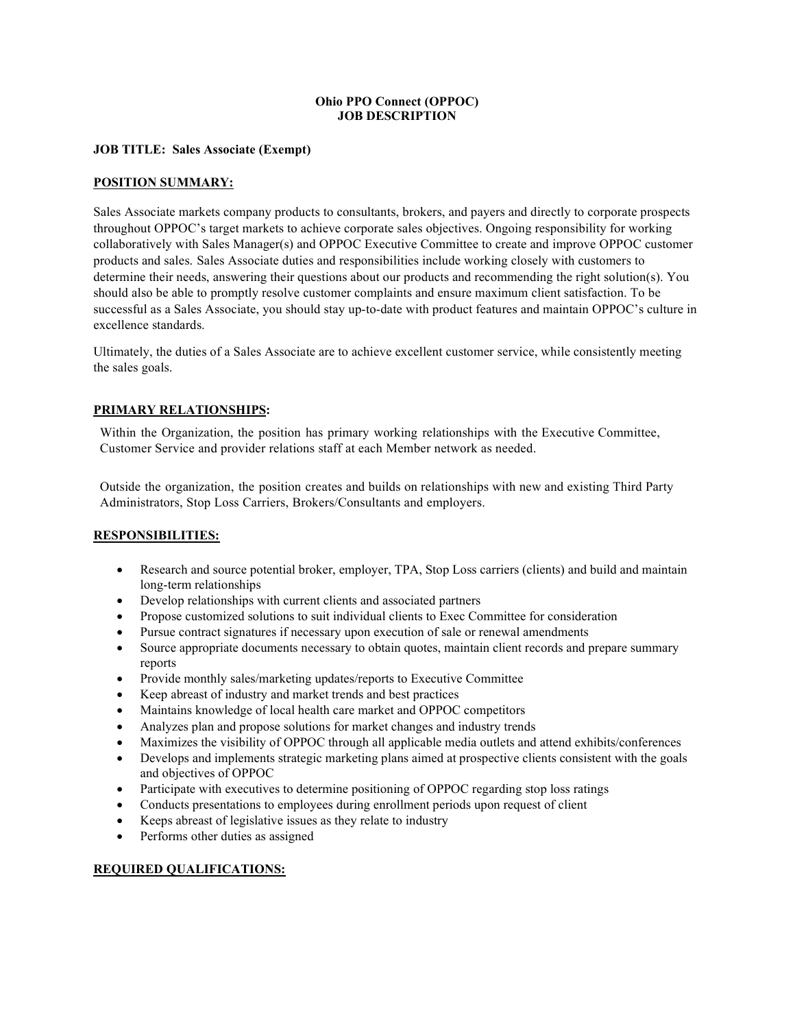**Ohio PPO Connect (OPPOC)**
**JOB DESCRIPTION**

**JOB TITLE: Sales Associate (Exempt)**

## POSITION SUMMARY:

Sales Associate markets company products to consultants, brokers, and payers and directly to corporate prospects throughout OPPOC's target markets to achieve corporate sales objectives. Ongoing responsibility for working collaboratively with Sales Manager(s) and OPPOC Executive Committee to create and improve OPPOC customer products and sales. Sales Associate duties and responsibilities include working closely with customers to determine their needs, answering their questions about our products and recommending the right solution(s). You should also be able to promptly resolve customer complaints and ensure maximum client satisfaction. To be successful as a Sales Associate, you should stay up-to-date with product features and maintain OPPOC's culture in excellence standards.

Ultimately, the duties of a Sales Associate are to achieve excellent customer service, while consistently meeting the sales goals.

## PRIMARY RELATIONSHIPS:

Within the Organization, the position has primary working relationships with the Executive Committee, Customer Service and provider relations staff at each Member network as needed.

Outside the organization, the position creates and builds on relationships with new and existing Third Party Administrators, Stop Loss Carriers, Brokers/Consultants and employers.

## RESPONSIBILITIES:

- Research and source potential broker, employer, TPA, Stop Loss carriers (clients) and build and maintain long-term relationships
- Develop relationships with current clients and associated partners
- Propose customized solutions to suit individual clients to Exec Committee for consideration
- Pursue contract signatures if necessary upon execution of sale or renewal amendments
- Source appropriate documents necessary to obtain quotes, maintain client records and prepare summary reports
- Provide monthly sales/marketing updates/reports to Executive Committee
- Keep abreast of industry and market trends and best practices
- Maintains knowledge of local health care market and OPPOC competitors
- Analyzes plan and propose solutions for market changes and industry trends
- Maximizes the visibility of OPPOC through all applicable media outlets and attend exhibits/conferences
- Develops and implements strategic marketing plans aimed at prospective clients consistent with the goals and objectives of OPPOC
- Participate with executives to determine positioning of OPPOC regarding stop loss ratings
- Conducts presentations to employees during enrollment periods upon request of client
- Keeps abreast of legislative issues as they relate to industry
- Performs other duties as assigned

## REQUIRED QUALIFICATIONS: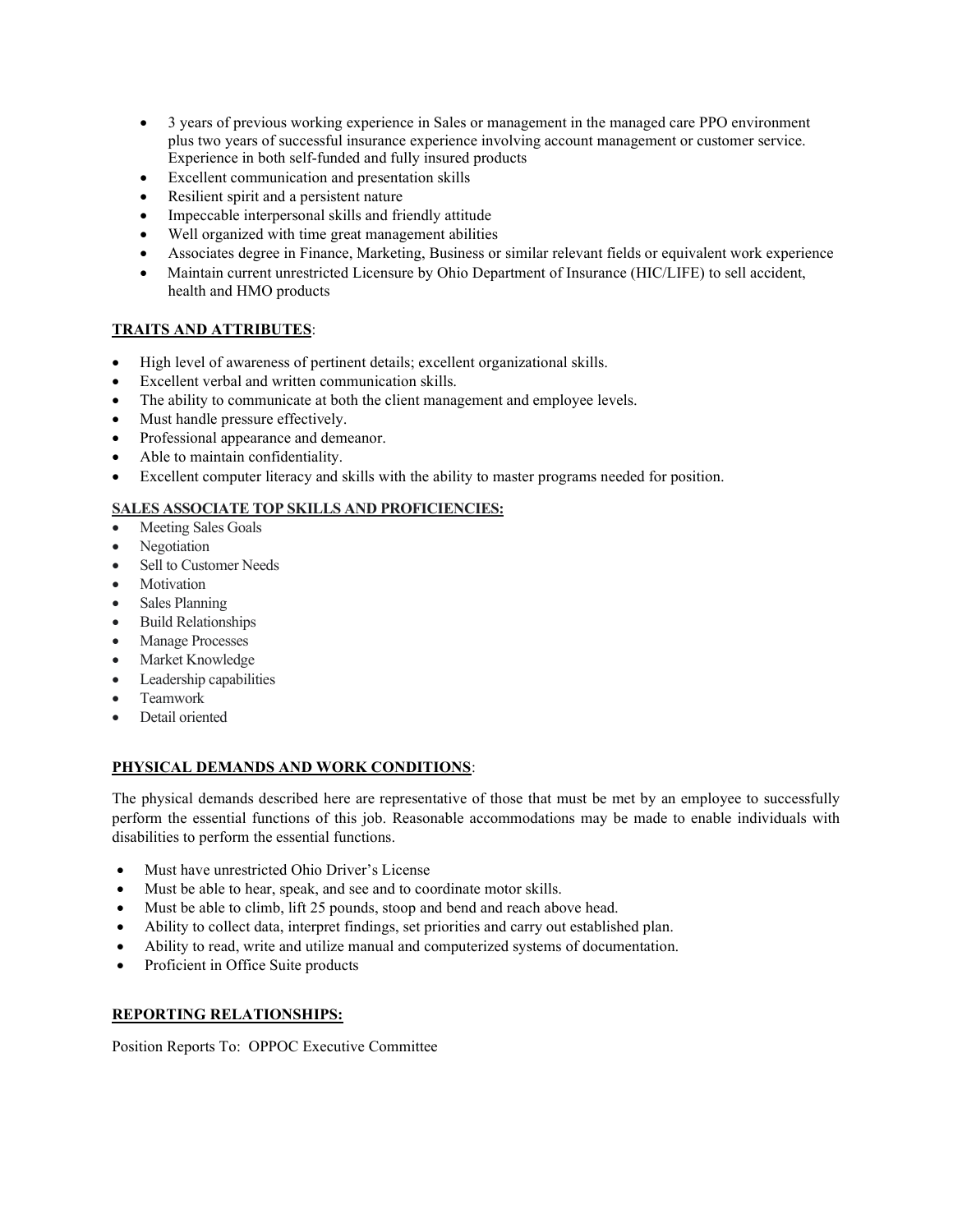- 3 years of previous working experience in Sales or management in the managed care PPO environment plus two years of successful insurance experience involving account management or customer service. Experience in both self-funded and fully insured products
- Excellent communication and presentation skills
- Resilient spirit and a persistent nature
- Impeccable interpersonal skills and friendly attitude
- Well organized with time great management abilities
- Associates degree in Finance, Marketing, Business or similar relevant fields or equivalent work experience
- Maintain current unrestricted Licensure by Ohio Department of Insurance (HIC/LIFE) to sell accident, health and HMO products

**TRAITS AND ATTRIBUTES**:

- High level of awareness of pertinent details; excellent organizational skills.
- Excellent verbal and written communication skills.
- The ability to communicate at both the client management and employee levels.
- Must handle pressure effectively.
- Professional appearance and demeanor.
- Able to maintain confidentiality.
- Excellent computer literacy and skills with the ability to master programs needed for position.

**SALES ASSOCIATE TOP SKILLS AND PROFICIENCIES:**

- Meeting Sales Goals
- Negotiation
- Sell to Customer Needs
- Motivation
- Sales Planning
- Build Relationships
- Manage Processes
- Market Knowledge
- Leadership capabilities
- Teamwork
- Detail oriented

**PHYSICAL DEMANDS AND WORK CONDITIONS**:

The physical demands described here are representative of those that must be met by an employee to successfully perform the essential functions of this job. Reasonable accommodations may be made to enable individuals with disabilities to perform the essential functions.

- Must have unrestricted Ohio Driver's License
- Must be able to hear, speak, and see and to coordinate motor skills.
- Must be able to climb, lift 25 pounds, stoop and bend and reach above head.
- Ability to collect data, interpret findings, set priorities and carry out established plan.
- Ability to read, write and utilize manual and computerized systems of documentation.
- Proficient in Office Suite products

**REPORTING RELATIONSHIPS:**

Position Reports To: OPPOC Executive Committee